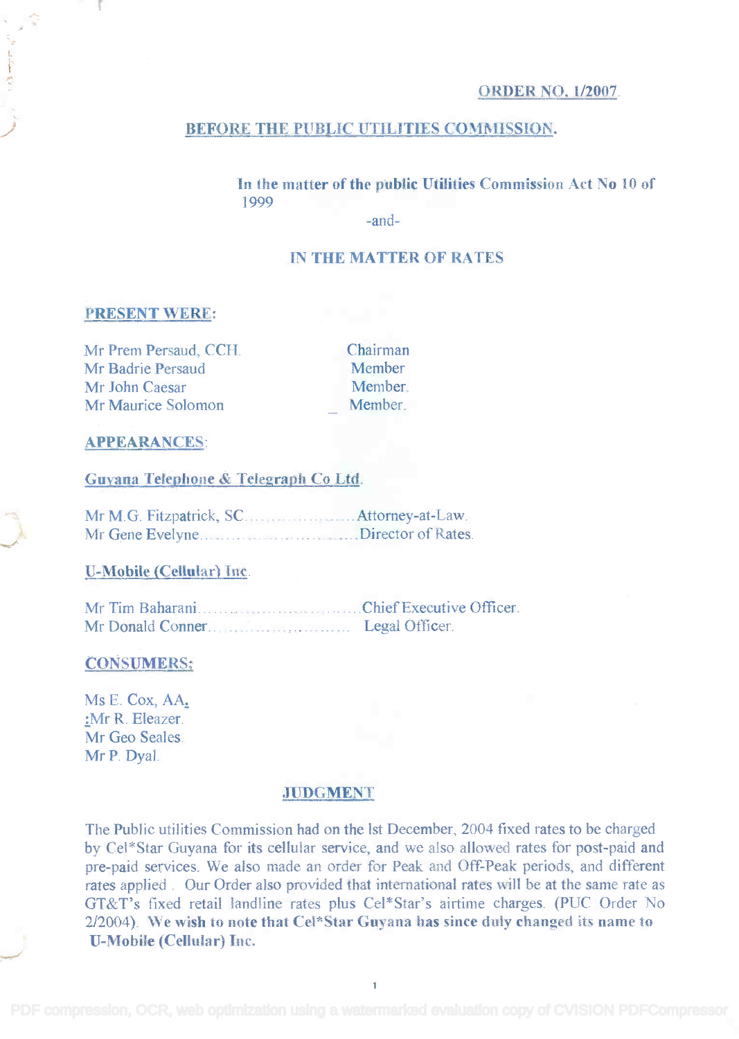**ORDER NO. 1/2007**

# BEFORE THE PUBLIC UTILITIES COMMISSION.

**In the matter of the public Utilities Commission Act No 10 of 1999**

-and-

**IN THE MATTER OF RATES**

## PRESENT WERE:

| | |
|---|---|
| Mr Prem Persaud, CCH. | Chairman |
| Mr Badrie Persaud | Member |
| Mr John Caesar | Member. |
| Mr Maurice Solomon | Member. |

## APPEARANCES:

**Guyana Telephone & Telegraph Co Ltd.**

Mr M.G. Fitzpatrick, SC....................Attorney-at-Law.
Mr Gene Evelyne................................Director of Rates.

**U-Mobile (Cellular) Inc.**

Mr Tim Baharani..................................Chief Executive Officer.
Mr Donald Conner............................. Legal Officer.

## CONSUMERS:

Ms E. Cox, AA.
Mr R. Eleazer.
Mr Geo Seales.
Mr P. Dyal.

## JUDGMENT

The Public utilities Commission had on the lst December, 2004 fixed rates to be charged by Cel*Star Guyana for its cellular service, and we also allowed rates for post-paid and pre-paid services. We also made an order for Peak and Off-Peak periods, and different rates applied . Our Order also provided that international rates will be at the same rate as GT&T's fixed retail landline rates plus Cel*Star's airtime charges. (PUC Order No 2/2004). **We wish to note that Cel*Star Guyana has since duly changed its name to U-Mobile (Cellular) Inc.**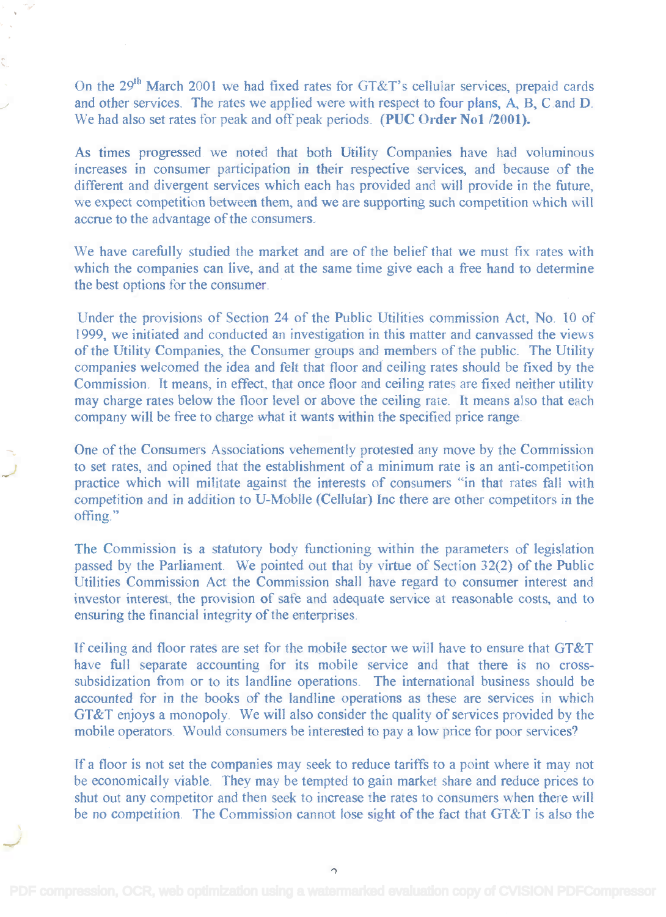On the 29th March 2001 we had fixed rates for GT&T's cellular services, prepaid cards and other services. The rates we applied were with respect to four plans, A, B, C and D. We had also set rates for peak and off peak periods. **(PUC Order No1 /2001).**

As times progressed we noted that both Utility Companies have had voluminous increases in consumer participation in their respective services, and because of the different and divergent services which each has provided and will provide in the future, we expect competition between them, and we are supporting such competition which will accrue to the advantage of the consumers.

We have carefully studied the market and are of the belief that we must fix rates with which the companies can live, and at the same time give each a free hand to determine the best options for the consumer.

Under the provisions of Section 24 of the Public Utilities commission Act, No. 10 of 1999, we initiated and conducted an investigation in this matter and canvassed the views of the Utility Companies, the Consumer groups and members of the public. The Utility companies welcomed the idea and felt that floor and ceiling rates should be fixed by the Commission. It means, in effect, that once floor and ceiling rates are fixed neither utility may charge rates below the floor level or above the ceiling rate. It means also that each company will be free to charge what it wants within the specified price range.

One of the Consumers Associations vehemently protested any move by the Commission to set rates, and opined that the establishment of a minimum rate is an anti-competition practice which will militate against the interests of consumers "in that rates fall with competition and in addition to U-Mobile (Cellular) Inc there are other competitors in the offing."

The Commission is a statutory body functioning within the parameters of legislation passed by the Parliament. We pointed out that by virtue of Section 32(2) of the Public Utilities Commission Act the Commission shall have regard to consumer interest and investor interest, the provision of safe and adequate service at reasonable costs, and to ensuring the financial integrity of the enterprises.

If ceiling and floor rates are set for the mobile sector we will have to ensure that GT&T have full separate accounting for its mobile service and that there is no cross-subsidization from or to its landline operations. The international business should be accounted for in the books of the landline operations as these are services in which GT&T enjoys a monopoly. We will also consider the quality of services provided by the mobile operators. Would consumers be interested to pay a low price for poor services?

If a floor is not set the companies may seek to reduce tariffs to a point where it may not be economically viable. They may be tempted to gain market share and reduce prices to shut out any competitor and then seek to increase the rates to consumers when there will be no competition. The Commission cannot lose sight of the fact that GT&T is also the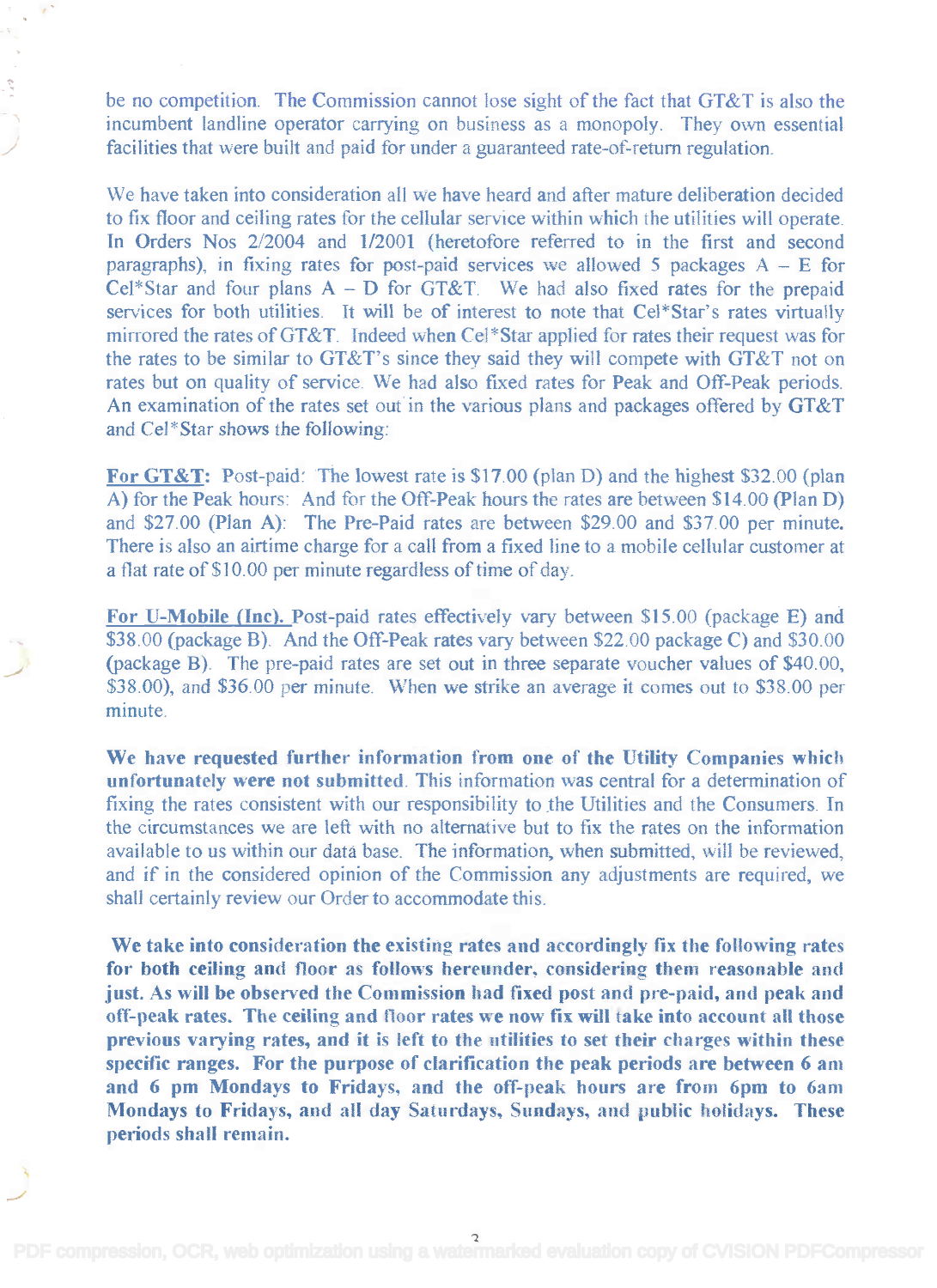be no competition. The Commission cannot lose sight of the fact that GT&T is also the incumbent landline operator carrying on business as a monopoly. They own essential facilities that were built and paid for under a guaranteed rate-of-return regulation.

We have taken into consideration all we have heard and after mature deliberation decided to fix floor and ceiling rates for the cellular service within which the utilities will operate. In Orders Nos 2/2004 and 1/2001 (heretofore referred to in the first and second paragraphs), in fixing rates for post-paid services we allowed 5 packages A – E for Cel*Star and four plans A – D for GT&T. We had also fixed rates for the prepaid services for both utilities. It will be of interest to note that Cel*Star's rates virtually mirrored the rates of GT&T. Indeed when Cel*Star applied for rates their request was for the rates to be similar to GT&T's since they said they will compete with GT&T not on rates but on quality of service. We had also fixed rates for Peak and Off-Peak periods. An examination of the rates set out in the various plans and packages offered by GT&T and Cel*Star shows the following:

**<u>For GT&T:</u>** Post-paid: The lowest rate is $17.00 (plan D) and the highest $32.00 (plan A) for the Peak hours: And for the Off-Peak hours the rates are between $14.00 (Plan D) and $27.00 (Plan A): The Pre-Paid rates are between $29.00 and $37.00 per minute. There is also an airtime charge for a call from a fixed line to a mobile cellular customer at a flat rate of $10.00 per minute regardless of time of day.

**<u>For U-Mobile (Inc).</u>** Post-paid rates effectively vary between $15.00 (package E) and $38.00 (package B). And the Off-Peak rates vary between $22.00 package C) and $30.00 (package B). The pre-paid rates are set out in three separate voucher values of $40.00, $38.00), and $36.00 per minute. When we strike an average it comes out to $38.00 per minute.

**We have requested further information from one of the Utility Companies which unfortunately were not submitted.** This information was central for a determination of fixing the rates consistent with our responsibility to the Utilities and the Consumers. In the circumstances we are left with no alternative but to fix the rates on the information available to us within our data base. The information, when submitted, will be reviewed, and if in the considered opinion of the Commission any adjustments are required, we shall certainly review our Order to accommodate this.

**We take into consideration the existing rates and accordingly fix the following rates for both ceiling and floor as follows hereunder, considering them reasonable and just. As will be observed the Commission had fixed post and pre-paid, and peak and off-peak rates. The ceiling and floor rates we now fix will take into account all those previous varying rates, and it is left to the utilities to set their charges within these specific ranges. For the purpose of clarification the peak periods are between 6 am and 6 pm Mondays to Fridays, and the off-peak hours are from 6pm to 6am Mondays to Fridays, and all day Saturdays, Sundays, and public holidays. These periods shall remain.**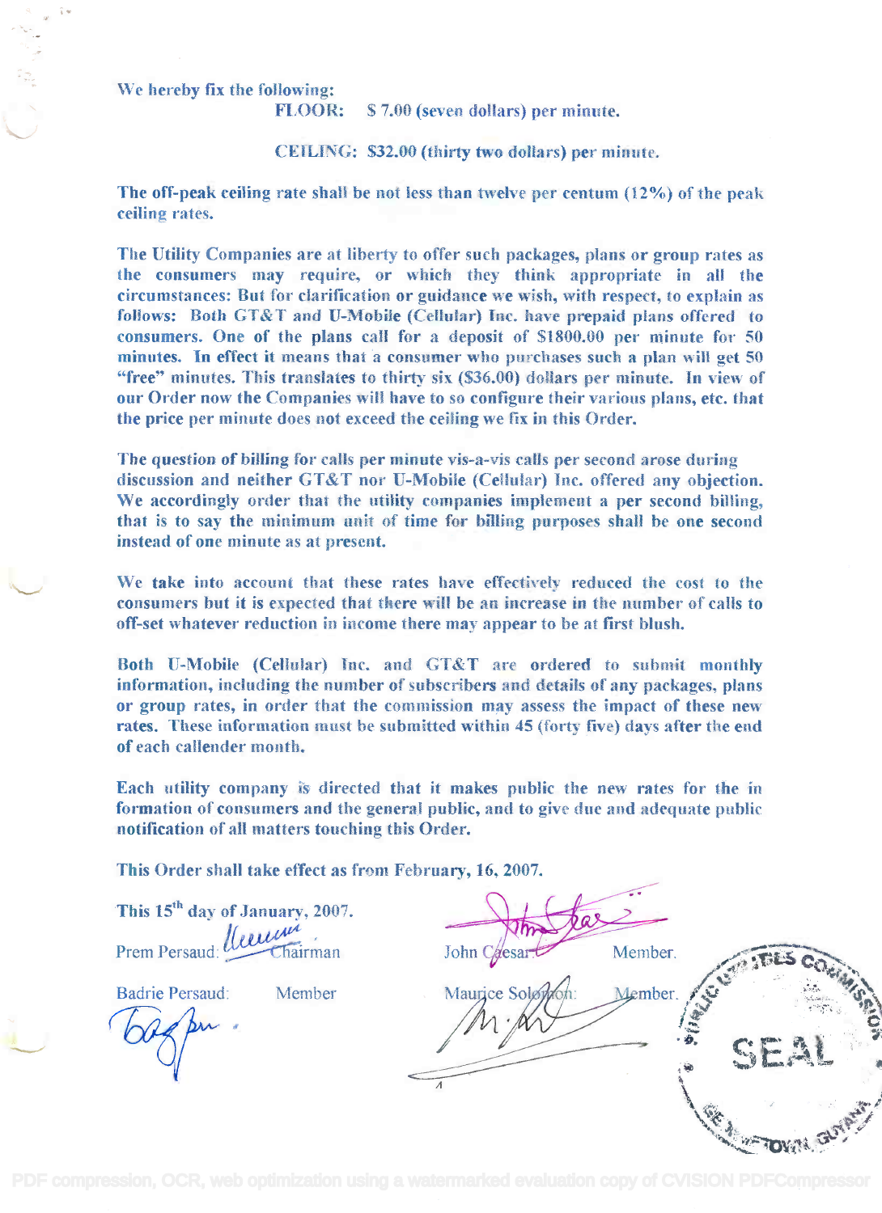We hereby fix the following:

FLOOR: $ 7.00 (seven dollars) per minute.

CEILING: $32.00 (thirty two dollars) per minute.

The off-peak ceiling rate shall be not less than twelve per centum (12%) of the peak ceiling rates.

The Utility Companies are at liberty to offer such packages, plans or group rates as the consumers may require, or which they think appropriate in all the circumstances: But for clarification or guidance we wish, with respect, to explain as follows: Both GT&T and U-Mobile (Cellular) Inc. have prepaid plans offered to consumers. One of the plans call for a deposit of $1800.00 per minute for 50 minutes. In effect it means that a consumer who purchases such a plan will get 50 "free" minutes. This translates to thirty six ($36.00) dollars per minute. In view of our Order now the Companies will have to so configure their various plans, etc. that the price per minute does not exceed the ceiling we fix in this Order.

The question of billing for calls per minute vis-a-vis calls per second arose during discussion and neither GT&T nor U-Mobile (Cellular) Inc. offered any objection. We accordingly order that the utility companies implement a per second billing, that is to say the minimum unit of time for billing purposes shall be one second instead of one minute as at present.

We take into account that these rates have effectively reduced the cost to the consumers but it is expected that there will be an increase in the number of calls to off-set whatever reduction in income there may appear to be at first blush.

Both U-Mobile (Cellular) Inc. and GT&T are ordered to submit monthly information, including the number of subscribers and details of any packages, plans or group rates, in order that the commission may assess the impact of these new rates. These information must be submitted within 45 (forty five) days after the end of each callender month.

Each utility company is directed that it makes public the new rates for the in formation of consumers and the general public, and to give due and adequate public notification of all matters touching this Order.

This Order shall take effect as from February, 16, 2007.

This 15th day of January, 2007.

Prem Persaud: Chairman

John Caesar: Member.

Badrie Persaud: Member

Maurice Solomon: Member.

SEAL